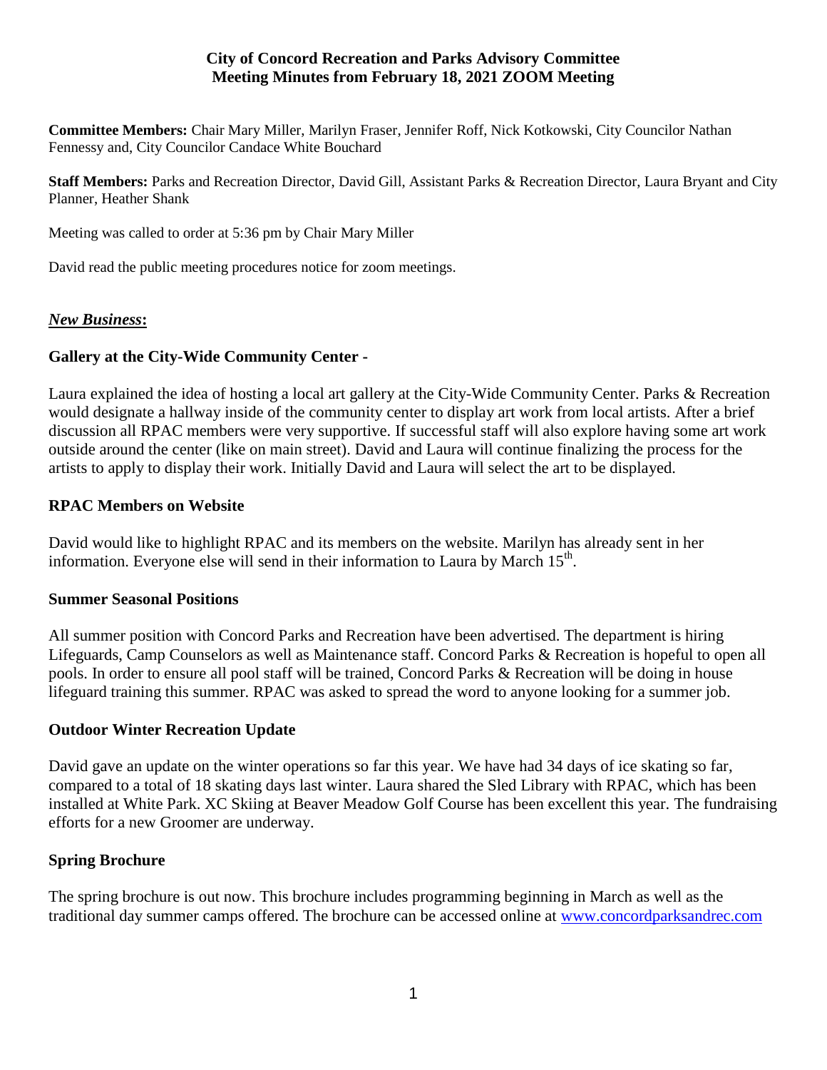# City of Concord Recreation and Parks Advisory Committee
# Meeting Minutes from February 18, 2021 ZOOM Meeting

**Committee Members:** Chair Mary Miller, Marilyn Fraser, Jennifer Roff, Nick Kotkowski, City Councilor Nathan Fennessy and, City Councilor Candace White Bouchard

**Staff Members:** Parks and Recreation Director, David Gill, Assistant Parks & Recreation Director, Laura Bryant and City Planner, Heather Shank

Meeting was called to order at 5:36 pm by Chair Mary Miller

David read the public meeting procedures notice for zoom meetings.

## ***New Business*:**

### Gallery at the City-Wide Community Center -

Laura explained the idea of hosting a local art gallery at the City-Wide Community Center. Parks & Recreation would designate a hallway inside of the community center to display art work from local artists. After a brief discussion all RPAC members were very supportive. If successful staff will also explore having some art work outside around the center (like on main street). David and Laura will continue finalizing the process for the artists to apply to display their work. Initially David and Laura will select the art to be displayed.

### RPAC Members on Website

David would like to highlight RPAC and its members on the website. Marilyn has already sent in her information. Everyone else will send in their information to Laura by March 15th.

### Summer Seasonal Positions

All summer position with Concord Parks and Recreation have been advertised. The department is hiring Lifeguards, Camp Counselors as well as Maintenance staff. Concord Parks & Recreation is hopeful to open all pools. In order to ensure all pool staff will be trained, Concord Parks & Recreation will be doing in house lifeguard training this summer. RPAC was asked to spread the word to anyone looking for a summer job.

### Outdoor Winter Recreation Update

David gave an update on the winter operations so far this year. We have had 34 days of ice skating so far, compared to a total of 18 skating days last winter. Laura shared the Sled Library with RPAC, which has been installed at White Park. XC Skiing at Beaver Meadow Golf Course has been excellent this year. The fundraising efforts for a new Groomer are underway.

### Spring Brochure

The spring brochure is out now. This brochure includes programming beginning in March as well as the traditional day summer camps offered. The brochure can be accessed online at www.concordparksandrec.com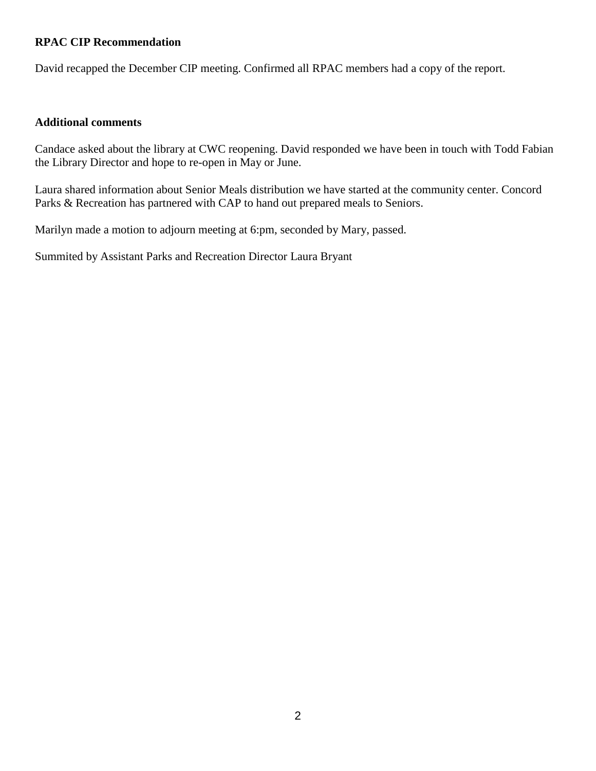**RPAC CIP Recommendation**

David recapped the December CIP meeting. Confirmed all RPAC members had a copy of the report.

**Additional comments**

Candace asked about the library at CWC reopening. David responded we have been in touch with Todd Fabian the Library Director and hope to re-open in May or June.

Laura shared information about Senior Meals distribution we have started at the community center. Concord Parks & Recreation has partnered with CAP to hand out prepared meals to Seniors.

Marilyn made a motion to adjourn meeting at 6:pm, seconded by Mary, passed.

Summited by Assistant Parks and Recreation Director Laura Bryant